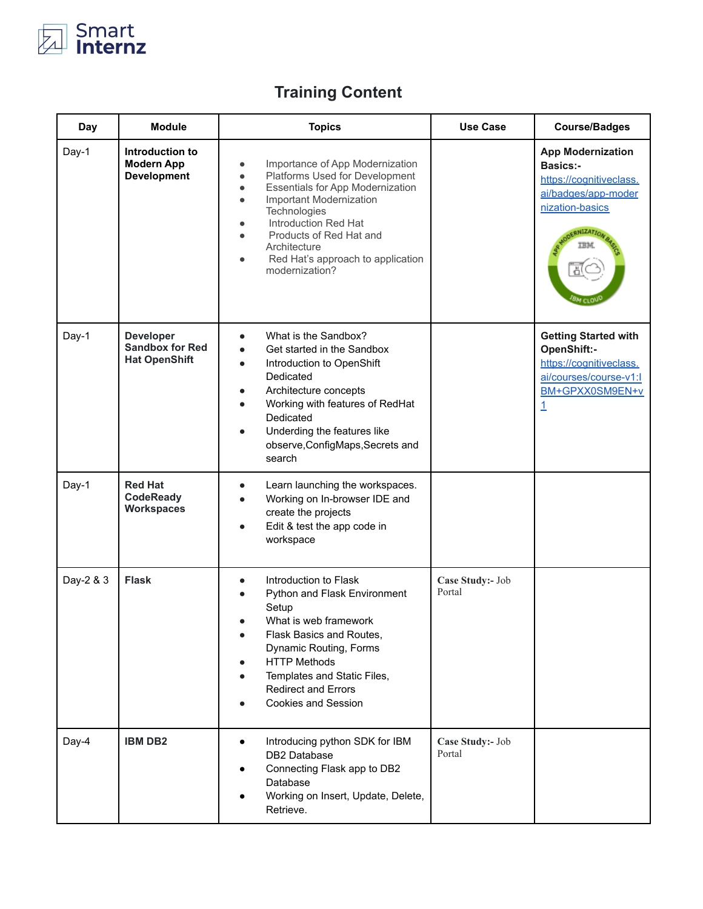# Training Content

| Day | Module | Topics | Use Case | Course/Badges |
|---|---|---|---|---|
| Day-1 | **Introduction to Modern App Development** | • Importance of App Modernization<br>• Platforms Used for Development<br>• Essentials for App Modernization<br>• Important Modernization Technologies<br>• Introduction Red Hat<br>• Products of Red Hat and Architecture<br>• Red Hat's approach to application modernization? | | **App Modernization Basics:-** https://cognitiveclass.ai/badges/app-modernization-basics |
| Day-1 | **Developer Sandbox for Red Hat OpenShift** | • What is the Sandbox?<br>• Get started in the Sandbox<br>• Introduction to OpenShift Dedicated<br>• Architecture concepts<br>• Working with features of RedHat Dedicated<br>• Underding the features like observe,ConfigMaps,Secrets and search | | **Getting Started with OpenShift:-** https://cognitiveclass.ai/courses/course-v1:IBM+GPXX0SM9EN+v1 |
| Day-1 | **Red Hat CodeReady Workspaces** | • Learn launching the workspaces.<br>• Working on In-browser IDE and create the projects<br>• Edit & test the app code in workspace | | |
| Day-2 & 3 | **Flask** | • Introduction to Flask<br>• Python and Flask Environment Setup<br>• What is web framework<br>• Flask Basics and Routes, Dynamic Routing, Forms<br>• HTTP Methods<br>• Templates and Static Files, Redirect and Errors<br>• Cookies and Session | **Case Study:-** Job Portal | |
| Day-4 | **IBM DB2** | • Introducing python SDK for IBM DB2 Database<br>• Connecting Flask app to DB2 Database<br>• Working on Insert, Update, Delete, Retrieve. | **Case Study:-** Job Portal | |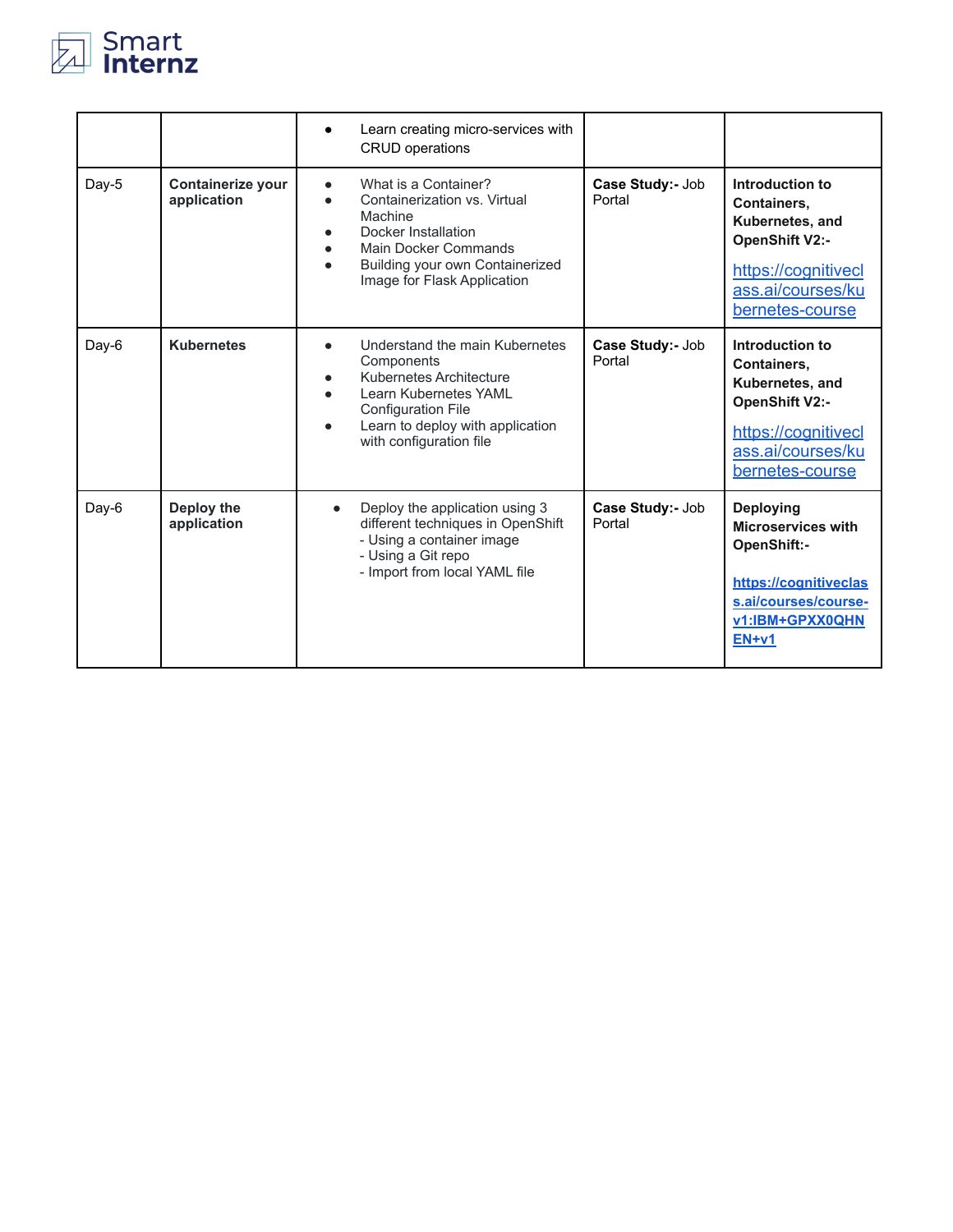| | | | | |
|---|---|---|---|---|
| | | • Learn creating micro-services with CRUD operations | | |
| Day-5 | **Containerize your application** | • What is a Container?<br>• Containerization vs. Virtual Machine<br>• Docker Installation<br>• Main Docker Commands<br>• Building your own Containerized Image for Flask Application | **Case Study:-** Job Portal | **Introduction to Containers, Kubernetes, and OpenShift V2:-**<br><br>https://cognitiveclass.ai/courses/kubernetes-course |
| Day-6 | **Kubernetes** | • Understand the main Kubernetes Components<br>• Kubernetes Architecture<br>• Learn Kubernetes YAML Configuration File<br>• Learn to deploy with application with configuration file | **Case Study:-** Job Portal | **Introduction to Containers, Kubernetes, and OpenShift V2:-**<br><br>https://cognitiveclass.ai/courses/kubernetes-course |
| Day-6 | **Deploy the application** | • Deploy the application using 3 different techniques in OpenShift<br>- Using a container image<br>- Using a Git repo<br>- Import from local YAML file | **Case Study:-** Job Portal | **Deploying Microservices with OpenShift:-**<br><br>**https://cognitiveclass.ai/courses/course-v1:IBM+GPXX0QHNEN+v1** |